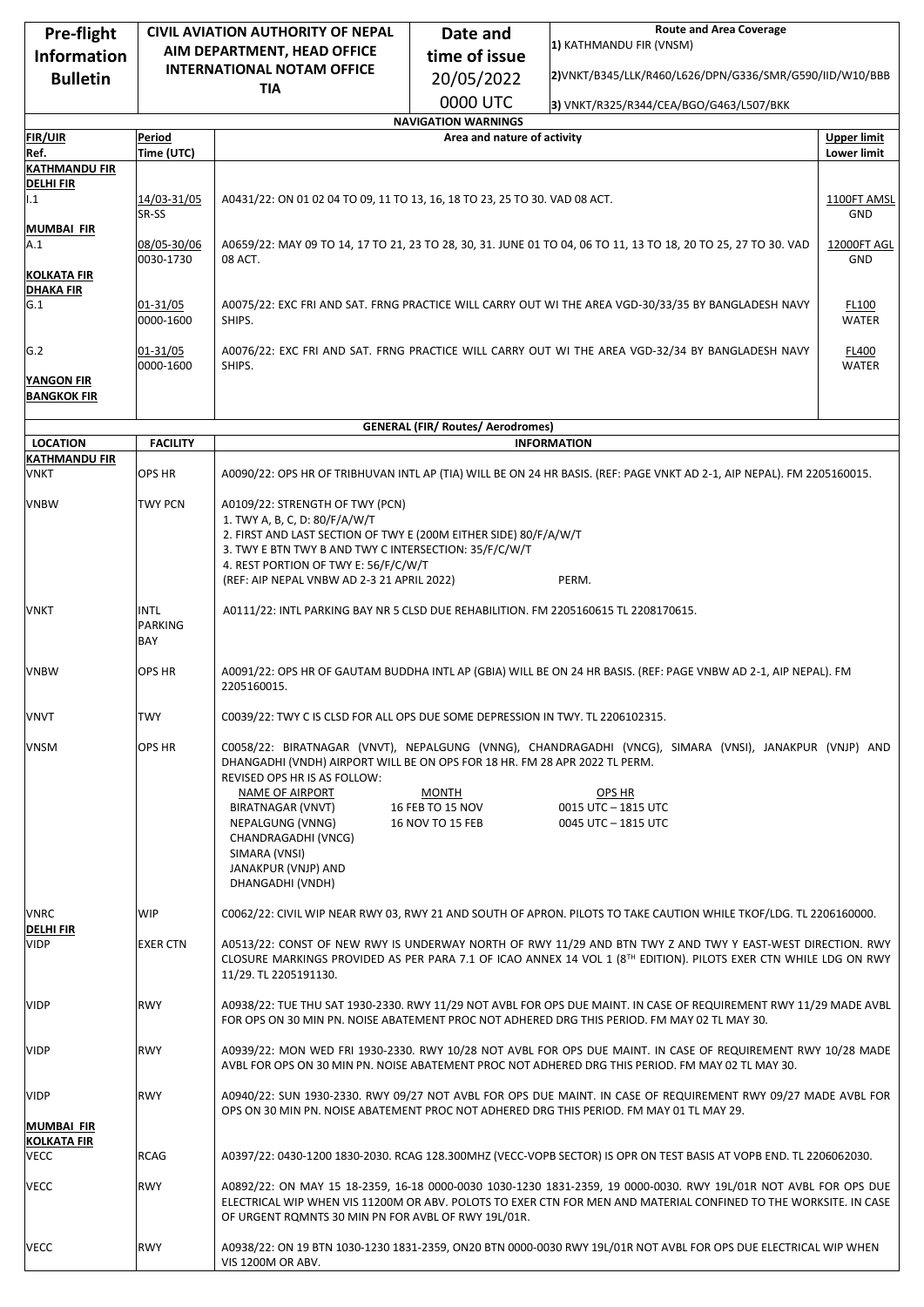| Pre-flight Information Bulletin | CIVIL AVIATION AUTHORITY OF NEPAL<br>AIM DEPARTMENT, HEAD OFFICE<br>INTERNATIONAL NOTAM OFFICE<br>TIA | Date and time of issue<br>20/05/2022<br>0000 UTC | Route and Area Coverage<br>1) KATHMANDU FIR (VNSM)<br>2)VNKT/B345/LLK/R460/L626/DPN/G336/SMR/G590/IID/W10/BBB<br>3) VNKT/R325/R344/CEA/BGO/G463/L507/BKK |
|---|---|---|---|

**NAVIGATION WARNINGS**

| FIR/UIR Ref. | Period Time (UTC) | Area and nature of activity | Upper limit / Lower limit |
|---|---|---|---|
| **KATHMANDU FIR** | | | |
| **DELHI FIR** | | | |
| I.1 | 14/03-31/05 SR-SS | A0431/22: ON 01 02 04 TO 09, 11 TO 13, 16, 18 TO 23, 25 TO 30. VAD 08 ACT. | 1100FT AMSL / GND |
| **MUMBAI FIR** | | | |
| A.1 | 08/05-30/06 0030-1730 | A0659/22: MAY 09 TO 14, 17 TO 21, 23 TO 28, 30, 31. JUNE 01 TO 04, 06 TO 11, 13 TO 18, 20 TO 25, 27 TO 30. VAD 08 ACT. | 12000FT AGL / GND |
| **KOLKATA FIR** | | | |
| **DHAKA FIR** | | | |
| G.1 | 01-31/05 0000-1600 | A0075/22: EXC FRI AND SAT. FRNG PRACTICE WILL CARRY OUT WI THE AREA VGD-30/33/35 BY BANGLADESH NAVY SHIPS. | FL100 / WATER |
| G.2 | 01-31/05 0000-1600 | A0076/22: EXC FRI AND SAT. FRNG PRACTICE WILL CARRY OUT WI THE AREA VGD-32/34 BY BANGLADESH NAVY SHIPS. | FL400 / WATER |
| **YANGON FIR** | | | |
| **BANGKOK FIR** | | | |

**GENERAL (FIR/ Routes/ Aerodromes)**

| LOCATION | FACILITY | INFORMATION |
|---|---|---|
| **KATHMANDU FIR** | | |
| VNKT | OPS HR | A0090/22: OPS HR OF TRIBHUVAN INTL AP (TIA) WILL BE ON 24 HR BASIS. (REF: PAGE VNKT AD 2-1, AIP NEPAL). FM 2205160015. |
| VNBW | TWY PCN | A0109/22: STRENGTH OF TWY (PCN)<br>1. TWY A, B, C, D: 80/F/A/W/T<br>2. FIRST AND LAST SECTION OF TWY E (200M EITHER SIDE) 80/F/A/W/T<br>3. TWY E BTN TWY B AND TWY C INTERSECTION: 35/F/C/W/T<br>4. REST PORTION OF TWY E: 56/F/C/W/T<br>(REF: AIP NEPAL VNBW AD 2-3 21 APRIL 2022) PERM. |
| VNKT | INTL PARKING BAY | A0111/22: INTL PARKING BAY NR 5 CLSD DUE REHABILITION. FM 2205160615 TL 2208170615. |
| VNBW | OPS HR | A0091/22: OPS HR OF GAUTAM BUDDHA INTL AP (GBIA) WILL BE ON 24 HR BASIS. (REF: PAGE VNBW AD 2-1, AIP NEPAL). FM 2205160015. |
| VNVT | TWY | C0039/22: TWY C IS CLSD FOR ALL OPS DUE SOME DEPRESSION IN TWY. TL 2206102315. |
| VNSM | OPS HR | C0058/22: BIRATNAGAR (VNVT), NEPALGUNG (VNNG), CHANDRAGADHI (VNCG), SIMARA (VNSI), JANAKPUR (VNJP) AND DHANGADHI (VNDH) AIRPORT WILL BE ON OPS FOR 18 HR. FM 28 APR 2022 TL PERM.<br>REVISED OPS HR IS AS FOLLOW:<br>NAME OF AIRPORT: BIRATNAGAR (VNVT), NEPALGUNG (VNNG), CHANDRAGADHI (VNCG), SIMARA (VNSI), JANAKPUR (VNJP) AND DHANGADHI (VNDH)<br>MONTH 16 FEB TO 15 NOV — OPS HR 0015 UTC – 1815 UTC<br>MONTH 16 NOV TO 15 FEB — OPS HR 0045 UTC – 1815 UTC |
| VNRC | WIP | C0062/22: CIVIL WIP NEAR RWY 03, RWY 21 AND SOUTH OF APRON. PILOTS TO TAKE CAUTION WHILE TKOF/LDG. TL 2206160000. |
| **DELHI FIR** | | |
| VIDP | EXER CTN | A0513/22: CONST OF NEW RWY IS UNDERWAY NORTH OF RWY 11/29 AND BTN TWY Z AND TWY Y EAST-WEST DIRECTION. RWY CLOSURE MARKINGS PROVIDED AS PER PARA 7.1 OF ICAO ANNEX 14 VOL 1 (8TH EDITION). PILOTS EXER CTN WHILE LDG ON RWY 11/29. TL 2205191130. |
| VIDP | RWY | A0938/22: TUE THU SAT 1930-2330. RWY 11/29 NOT AVBL FOR OPS DUE MAINT. IN CASE OF REQUIREMENT RWY 11/29 MADE AVBL FOR OPS ON 30 MIN PN. NOISE ABATEMENT PROC NOT ADHERED DRG THIS PERIOD. FM MAY 02 TL MAY 30. |
| VIDP | RWY | A0939/22: MON WED FRI 1930-2330. RWY 10/28 NOT AVBL FOR OPS DUE MAINT. IN CASE OF REQUIREMENT RWY 10/28 MADE AVBL FOR OPS ON 30 MIN PN. NOISE ABATEMENT PROC NOT ADHERED DRG THIS PERIOD. FM MAY 02 TL MAY 30. |
| VIDP | RWY | A0940/22: SUN 1930-2330. RWY 09/27 NOT AVBL FOR OPS DUE MAINT. IN CASE OF REQUIREMENT RWY 09/27 MADE AVBL FOR OPS ON 30 MIN PN. NOISE ABATEMENT PROC NOT ADHERED DRG THIS PERIOD. FM MAY 01 TL MAY 29. |
| **MUMBAI FIR** | | |
| **KOLKATA FIR** | | |
| VECC | RCAG | A0397/22: 0430-1200 1830-2030. RCAG 128.300MHZ (VECC-VOPB SECTOR) IS OPR ON TEST BASIS AT VOPB END. TL 2206062030. |
| VECC | RWY | A0892/22: ON MAY 15 18-2359, 16-18 0000-0030 1030-1230 1831-2359, 19 0000-0030. RWY 19L/01R NOT AVBL FOR OPS DUE ELECTRICAL WIP WHEN VIS 11200M OR ABV. POLOTS TO EXER CTN FOR MEN AND MATERIAL CONFINED TO THE WORKSITE. IN CASE OF URGENT RQMNTS 30 MIN PN FOR AVBL OF RWY 19L/01R. |
| VECC | RWY | A0938/22: ON 19 BTN 1030-1230 1831-2359, ON20 BTN 0000-0030 RWY 19L/01R NOT AVBL FOR OPS DUE ELECTRICAL WIP WHEN VIS 1200M OR ABV. |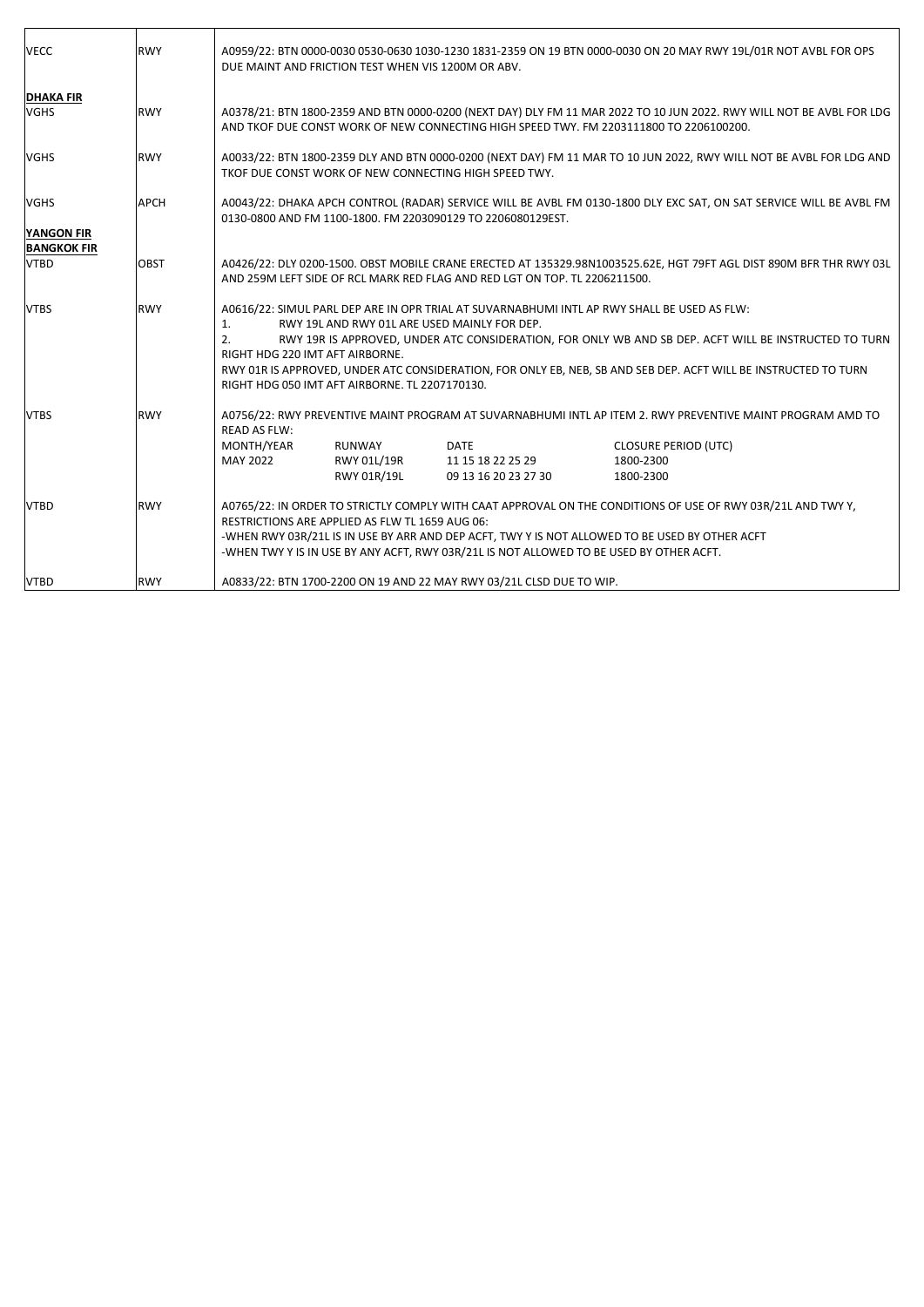| | | |
|---|---|---|
| VECC | RWY | A0959/22: BTN 0000-0030 0530-0630 1030-1230 1831-2359 ON 19 BTN 0000-0030 ON 20 MAY RWY 19L/01R NOT AVBL FOR OPS DUE MAINT AND FRICTION TEST WHEN VIS 1200M OR ABV. |
| **DHAKA FIR** | | |
| VGHS | RWY | A0378/21: BTN 1800-2359 AND BTN 0000-0200 (NEXT DAY) DLY FM 11 MAR 2022 TO 10 JUN 2022. RWY WILL NOT BE AVBL FOR LDG AND TKOF DUE CONST WORK OF NEW CONNECTING HIGH SPEED TWY. FM 2203111800 TO 2206100200. |
| VGHS | RWY | A0033/22: BTN 1800-2359 DLY AND BTN 0000-0200 (NEXT DAY) FM 11 MAR TO 10 JUN 2022, RWY WILL NOT BE AVBL FOR LDG AND TKOF DUE CONST WORK OF NEW CONNECTING HIGH SPEED TWY. |
| VGHS | APCH | A0043/22: DHAKA APCH CONTROL (RADAR) SERVICE WILL BE AVBL FM 0130-1800 DLY EXC SAT, ON SAT SERVICE WILL BE AVBL FM 0130-0800 AND FM 1100-1800. FM 2203090129 TO 2206080129EST. |
| **YANGON FIR** | | |
| **BANGKOK FIR** | | |
| VTBD | OBST | A0426/22: DLY 0200-1500. OBST MOBILE CRANE ERECTED AT 135329.98N1003525.62E, HGT 79FT AGL DIST 890M BFR THR RWY 03L AND 259M LEFT SIDE OF RCL MARK RED FLAG AND RED LGT ON TOP. TL 2206211500. |
| VTBS | RWY | A0616/22: SIMUL PARL DEP ARE IN OPR TRIAL AT SUVARNABHUMI INTL AP RWY SHALL BE USED AS FLW:<br>1. RWY 19L AND RWY 01L ARE USED MAINLY FOR DEP.<br>2. RWY 19R IS APPROVED, UNDER ATC CONSIDERATION, FOR ONLY WB AND SB DEP. ACFT WILL BE INSTRUCTED TO TURN RIGHT HDG 220 IMT AFT AIRBORNE.<br>RWY 01R IS APPROVED, UNDER ATC CONSIDERATION, FOR ONLY EB, NEB, SB AND SEB DEP. ACFT WILL BE INSTRUCTED TO TURN RIGHT HDG 050 IMT AFT AIRBORNE. TL 2207170130. |
| VTBS | RWY | A0756/22: RWY PREVENTIVE MAINT PROGRAM AT SUVARNABHUMI INTL AP ITEM 2. RWY PREVENTIVE MAINT PROGRAM AMD TO READ AS FLW:<br>MONTH/YEAR RUNWAY DATE CLOSURE PERIOD (UTC)<br>MAY 2022 RWY 01L/19R 11 15 18 22 25 29 1800-2300<br>RWY 01R/19L 09 13 16 20 23 27 30 1800-2300 |
| VTBD | RWY | A0765/22: IN ORDER TO STRICTLY COMPLY WITH CAAT APPROVAL ON THE CONDITIONS OF USE OF RWY 03R/21L AND TWY Y, RESTRICTIONS ARE APPLIED AS FLW TL 1659 AUG 06:<br>-WHEN RWY 03R/21L IS IN USE BY ARR AND DEP ACFT, TWY Y IS NOT ALLOWED TO BE USED BY OTHER ACFT<br>-WHEN TWY Y IS IN USE BY ANY ACFT, RWY 03R/21L IS NOT ALLOWED TO BE USED BY OTHER ACFT. |
| VTBD | RWY | A0833/22: BTN 1700-2200 ON 19 AND 22 MAY RWY 03/21L CLSD DUE TO WIP. |